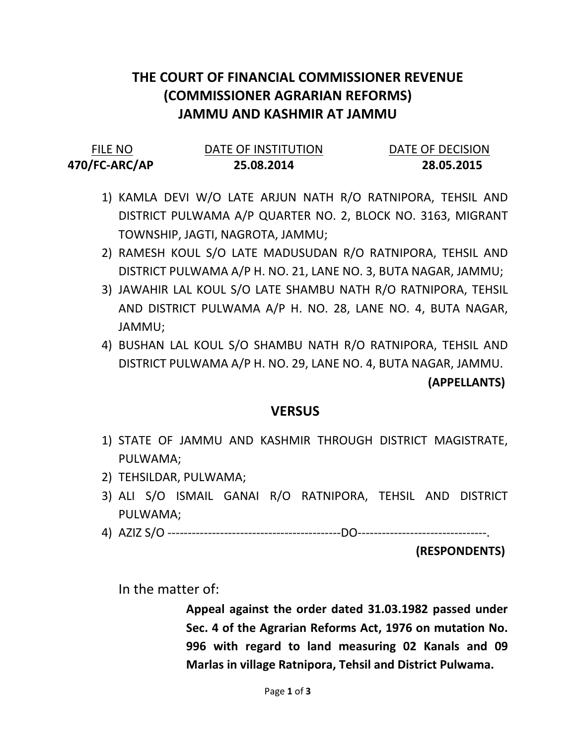# THE COURT OF FINANCIAL COMMISSIONER REVENUE (COMMISSIONER AGRARIAN REFORMS) JAMMU AND KASHMIR AT JAMMU

| FILE NO | DATE OF INSTITUTION | DATE OF DECISION |
|---|---|---|
| **470/FC-ARC/AP** | **25.08.2014** | **28.05.2015** |

1) KAMLA DEVI W/O LATE ARJUN NATH R/O RATNIPORA, TEHSIL AND DISTRICT PULWAMA A/P QUARTER NO. 2, BLOCK NO. 3163, MIGRANT TOWNSHIP, JAGTI, NAGROTA, JAMMU;
2) RAMESH KOUL S/O LATE MADUSUDAN R/O RATNIPORA, TEHSIL AND DISTRICT PULWAMA A/P H. NO. 21, LANE NO. 3, BUTA NAGAR, JAMMU;
3) JAWAHIR LAL KOUL S/O LATE SHAMBU NATH R/O RATNIPORA, TEHSIL AND DISTRICT PULWAMA A/P H. NO. 28, LANE NO. 4, BUTA NAGAR, JAMMU;
4) BUSHAN LAL KOUL S/O SHAMBU NATH R/O RATNIPORA, TEHSIL AND DISTRICT PULWAMA A/P H. NO. 29, LANE NO. 4, BUTA NAGAR, JAMMU.

**(APPELLANTS)**

## VERSUS

1) STATE OF JAMMU AND KASHMIR THROUGH DISTRICT MAGISTRATE, PULWAMA;
2) TEHSILDAR, PULWAMA;
3) ALI S/O ISMAIL GANAI R/O RATNIPORA, TEHSIL AND DISTRICT PULWAMA;
4) AZIZ S/O -------------------------------------------DO--------------------------------.

**(RESPONDENTS)**

In the matter of:

**Appeal against the order dated 31.03.1982 passed under Sec. 4 of the Agrarian Reforms Act, 1976 on mutation No. 996 with regard to land measuring 02 Kanals and 09 Marlas in village Ratnipora, Tehsil and District Pulwama.**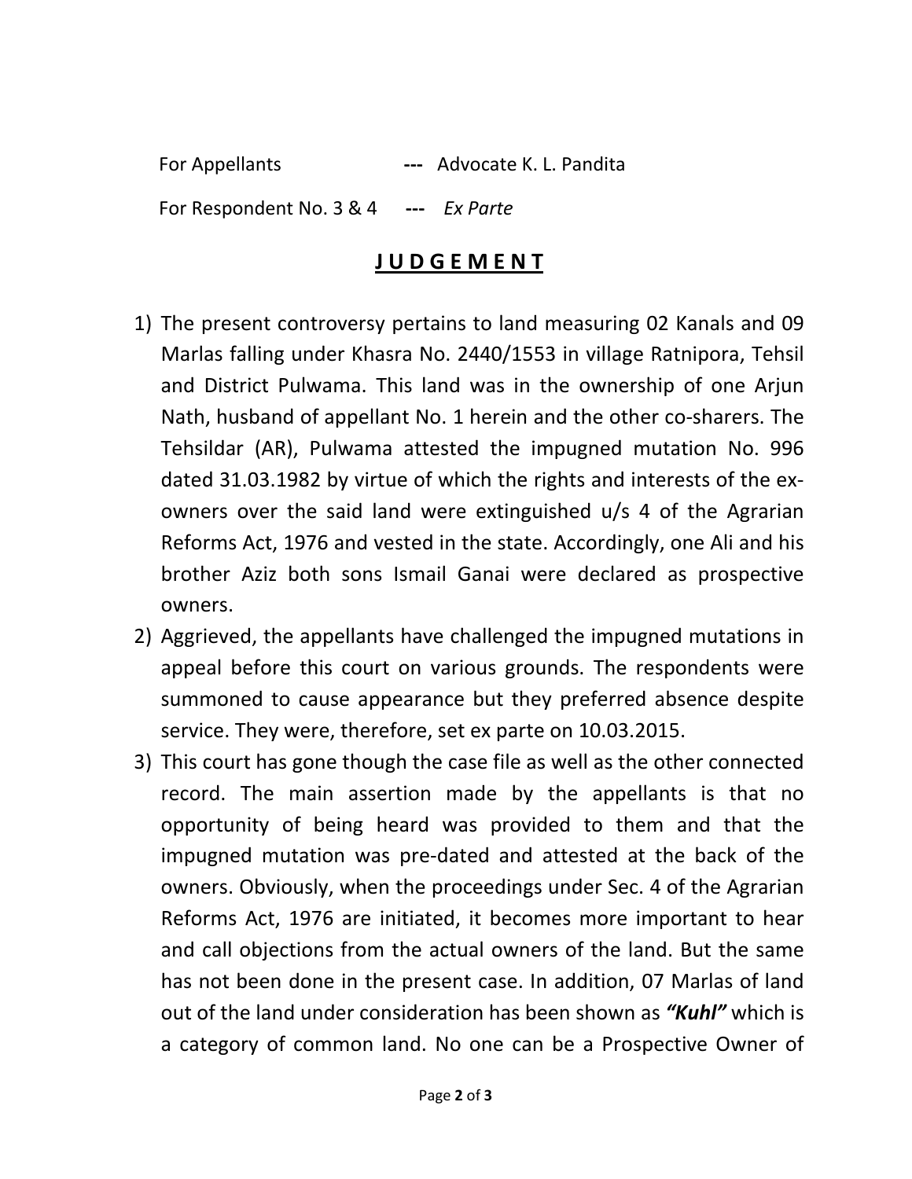For Appellants --- Advocate K. L. Pandita

For Respondent No. 3 & 4 --- *Ex Parte*

## J U D G E M E N T

1) The present controversy pertains to land measuring 02 Kanals and 09 Marlas falling under Khasra No. 2440/1553 in village Ratnipora, Tehsil and District Pulwama. This land was in the ownership of one Arjun Nath, husband of appellant No. 1 herein and the other co-sharers. The Tehsildar (AR), Pulwama attested the impugned mutation No. 996 dated 31.03.1982 by virtue of which the rights and interests of the ex-owners over the said land were extinguished u/s 4 of the Agrarian Reforms Act, 1976 and vested in the state. Accordingly, one Ali and his brother Aziz both sons Ismail Ganai were declared as prospective owners.
2) Aggrieved, the appellants have challenged the impugned mutations in appeal before this court on various grounds. The respondents were summoned to cause appearance but they preferred absence despite service. They were, therefore, set ex parte on 10.03.2015.
3) This court has gone though the case file as well as the other connected record. The main assertion made by the appellants is that no opportunity of being heard was provided to them and that the impugned mutation was pre-dated and attested at the back of the owners. Obviously, when the proceedings under Sec. 4 of the Agrarian Reforms Act, 1976 are initiated, it becomes more important to hear and call objections from the actual owners of the land. But the same has not been done in the present case. In addition, 07 Marlas of land out of the land under consideration has been shown as ***"Kuhl"*** which is a category of common land. No one can be a Prospective Owner of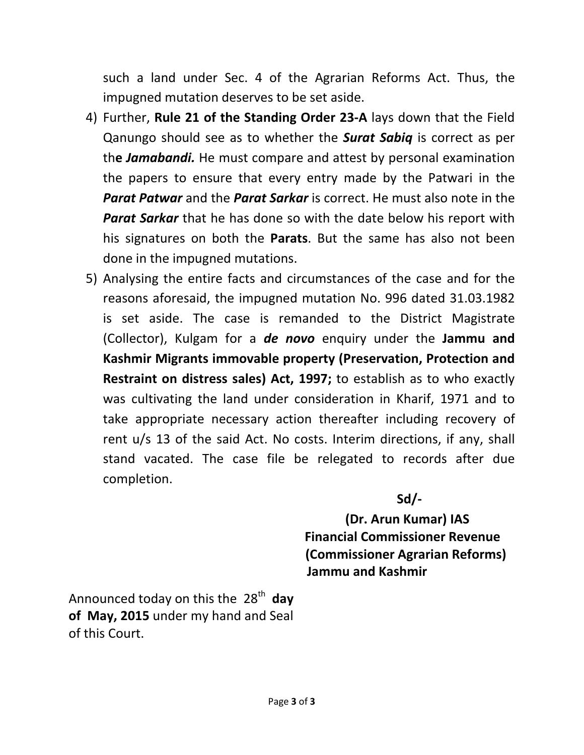such a land under Sec. 4 of the Agrarian Reforms Act. Thus, the impugned mutation deserves to be set aside.

4) Further, **Rule 21 of the Standing Order 23-A** lays down that the Field Qanungo should see as to whether the ***Surat Sabiq*** is correct as per th**e** ***Jamabandi.*** He must compare and attest by personal examination the papers to ensure that every entry made by the Patwari in the ***Parat Patwar*** and the ***Parat Sarkar*** is correct. He must also note in the ***Parat Sarkar*** that he has done so with the date below his report with his signatures on both the **Parats**. But the same has also not been done in the impugned mutations.

5) Analysing the entire facts and circumstances of the case and for the reasons aforesaid, the impugned mutation No. 996 dated 31.03.1982 is set aside. The case is remanded to the District Magistrate (Collector), Kulgam for a ***de novo*** enquiry under the **Jammu and Kashmir Migrants immovable property (Preservation, Protection and Restraint on distress sales) Act, 1997;** to establish as to who exactly was cultivating the land under consideration in Kharif, 1971 and to take appropriate necessary action thereafter including recovery of rent u/s 13 of the said Act. No costs. Interim directions, if any, shall stand vacated. The case file be relegated to records after due completion.

**Sd/-**

**(Dr. Arun Kumar) IAS**
**Financial Commissioner Revenue**
**(Commissioner Agrarian Reforms)**
**Jammu and Kashmir**

Announced today on this the 28th **day of May, 2015** under my hand and Seal of this Court.